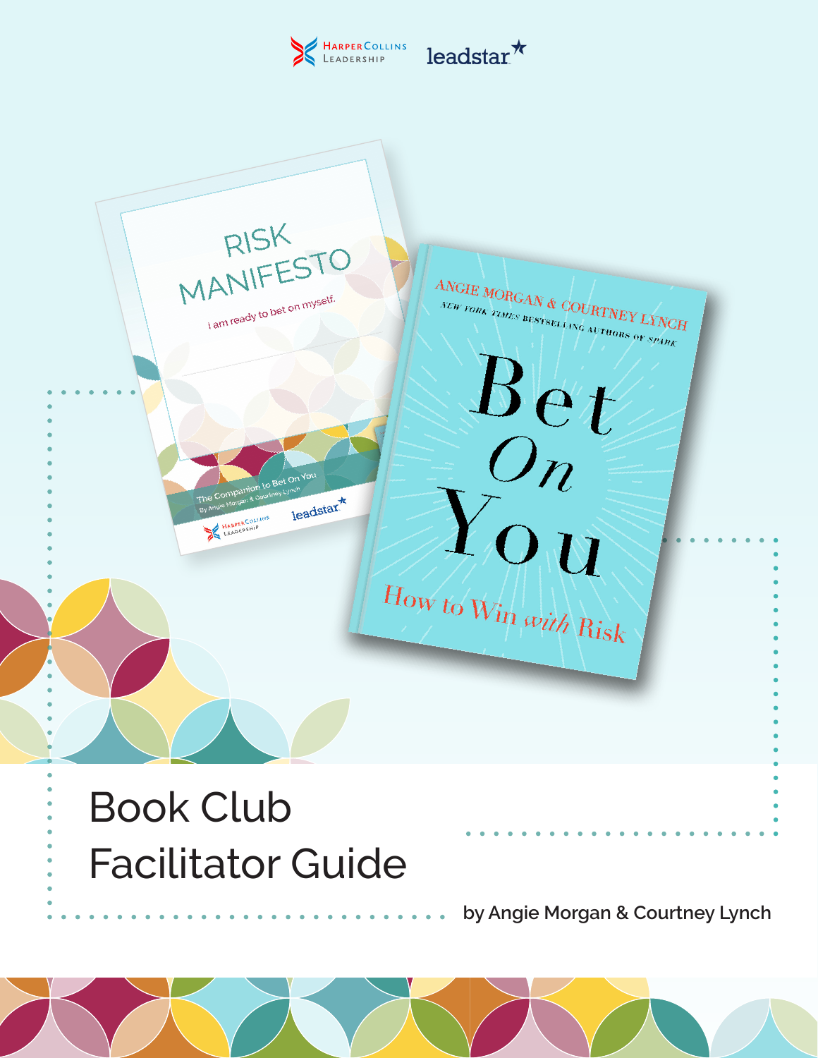HarperCollins Leadership leadstar

# Book Club Facilitator Guide

by Angie Morgan & Courtney Lynch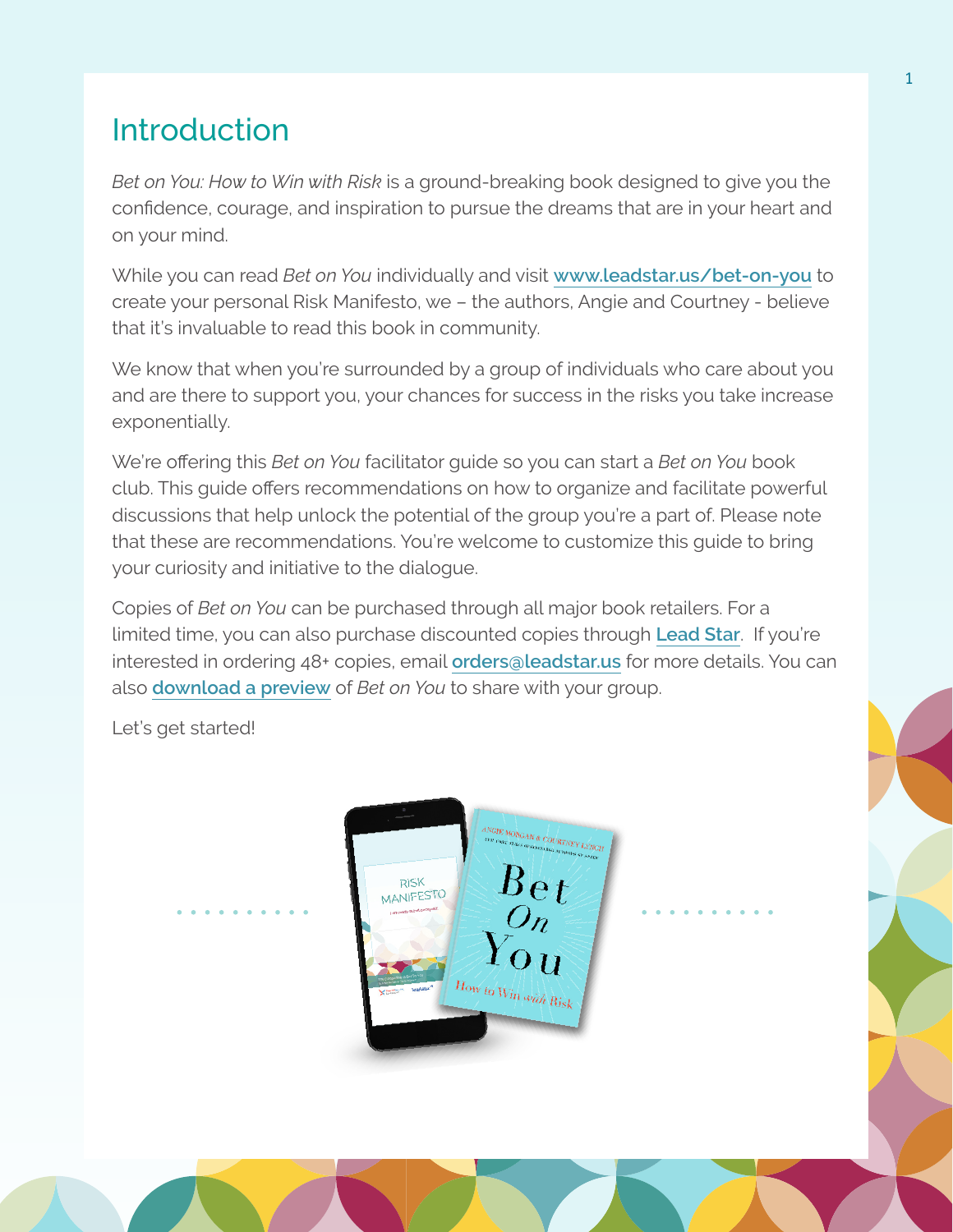# Introduction

*Bet on You: How to Win with Risk* is a ground-breaking book designed to give you the confidence, courage, and inspiration to pursue the dreams that are in your heart and on your mind.

While you can read *Bet on You* individually and visit www.leadstar.us/bet-on-you to create your personal Risk Manifesto, we – the authors, Angie and Courtney - believe that it's invaluable to read this book in community.

We know that when you're surrounded by a group of individuals who care about you and are there to support you, your chances for success in the risks you take increase exponentially.

We're offering this *Bet on You* facilitator guide so you can start a *Bet on You* book club. This guide offers recommendations on how to organize and facilitate powerful discussions that help unlock the potential of the group you're a part of. Please note that these are recommendations. You're welcome to customize this guide to bring your curiosity and initiative to the dialogue.

Copies of *Bet on You* can be purchased through all major book retailers. For a limited time, you can also purchase discounted copies through **Lead Star**. If you're interested in ordering 48+ copies, email **orders@leadstar.us** for more details. You can also **download a preview** of *Bet on You* to share with your group.

Let's get started!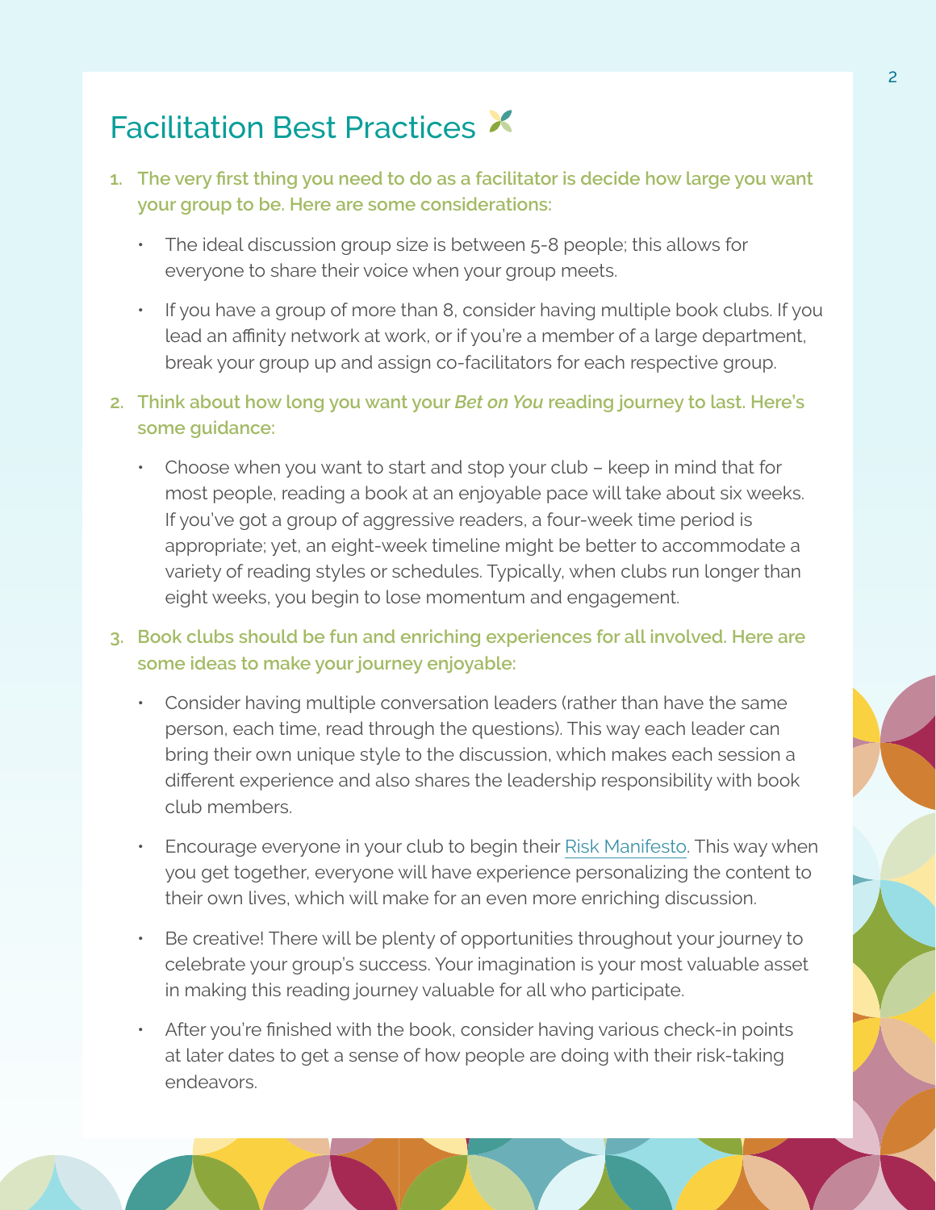# Facilitation Best Practices

1. **The very first thing you need to do as a facilitator is decide how large you want your group to be. Here are some considerations:**
   - The ideal discussion group size is between 5-8 people; this allows for everyone to share their voice when your group meets.
   - If you have a group of more than 8, consider having multiple book clubs. If you lead an affinity network at work, or if you're a member of a large department, break your group up and assign co-facilitators for each respective group.

2. **Think about how long you want your *Bet on You* reading journey to last. Here's some guidance:**
   - Choose when you want to start and stop your club – keep in mind that for most people, reading a book at an enjoyable pace will take about six weeks. If you've got a group of aggressive readers, a four-week time period is appropriate; yet, an eight-week timeline might be better to accommodate a variety of reading styles or schedules. Typically, when clubs run longer than eight weeks, you begin to lose momentum and engagement.

3. **Book clubs should be fun and enriching experiences for all involved. Here are some ideas to make your journey enjoyable:**
   - Consider having multiple conversation leaders (rather than have the same person, each time, read through the questions). This way each leader can bring their own unique style to the discussion, which makes each session a different experience and also shares the leadership responsibility with book club members.
   - Encourage everyone in your club to begin their Risk Manifesto. This way when you get together, everyone will have experience personalizing the content to their own lives, which will make for an even more enriching discussion.
   - Be creative! There will be plenty of opportunities throughout your journey to celebrate your group's success. Your imagination is your most valuable asset in making this reading journey valuable for all who participate.
   - After you're finished with the book, consider having various check-in points at later dates to get a sense of how people are doing with their risk-taking endeavors.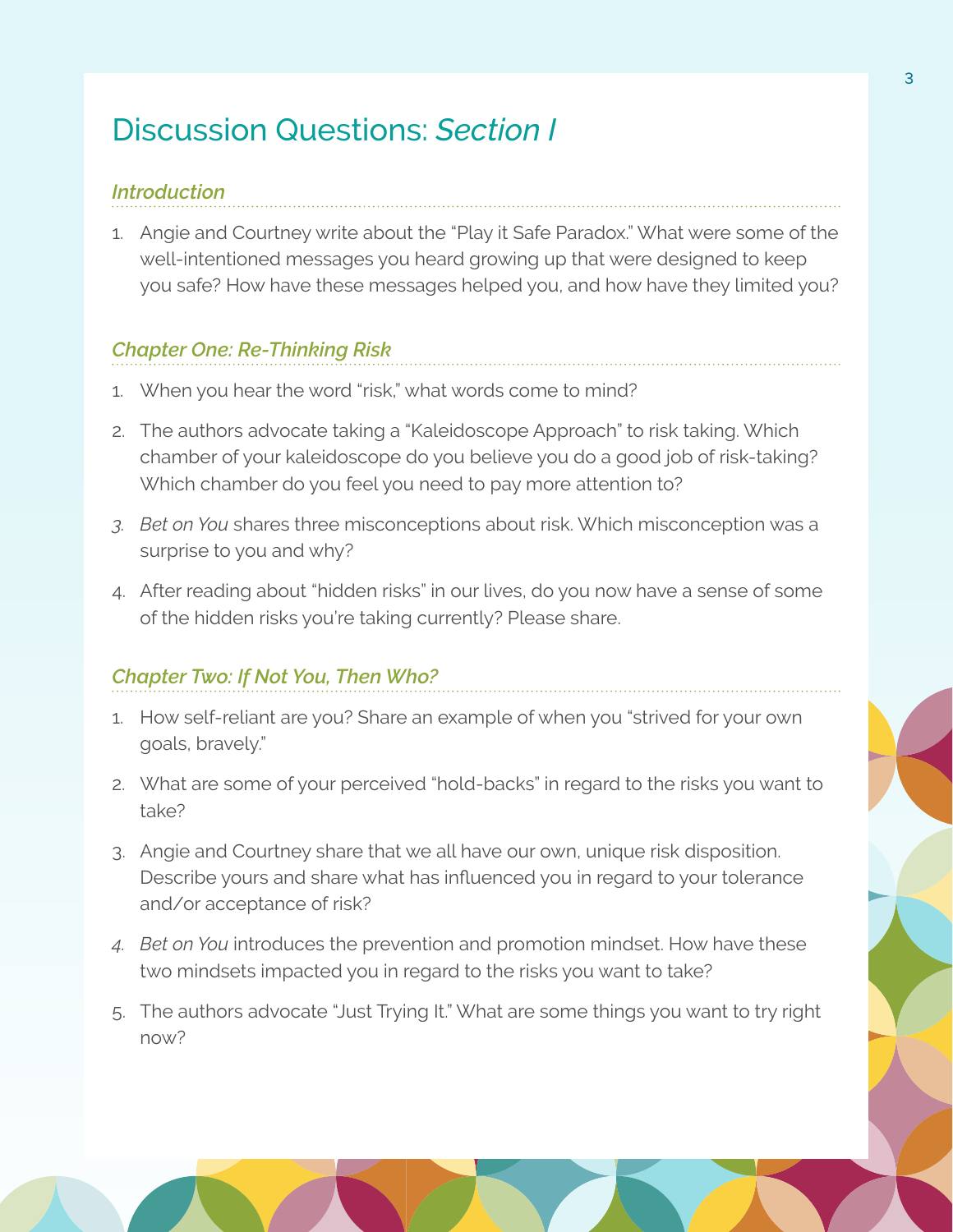# Discussion Questions: *Section I*

### *Introduction*

1. Angie and Courtney write about the "Play it Safe Paradox." What were some of the well-intentioned messages you heard growing up that were designed to keep you safe? How have these messages helped you, and how have they limited you?

### *Chapter One: Re-Thinking Risk*

1. When you hear the word "risk," what words come to mind?
2. The authors advocate taking a "Kaleidoscope Approach" to risk taking. Which chamber of your kaleidoscope do you believe you do a good job of risk-taking? Which chamber do you feel you need to pay more attention to?
3. *Bet on You* shares three misconceptions about risk. Which misconception was a surprise to you and why?
4. After reading about "hidden risks" in our lives, do you now have a sense of some of the hidden risks you're taking currently? Please share.

### *Chapter Two: If Not You, Then Who?*

1. How self-reliant are you? Share an example of when you "strived for your own goals, bravely."
2. What are some of your perceived "hold-backs" in regard to the risks you want to take?
3. Angie and Courtney share that we all have our own, unique risk disposition. Describe yours and share what has influenced you in regard to your tolerance and/or acceptance of risk?
4. *Bet on You* introduces the prevention and promotion mindset. How have these two mindsets impacted you in regard to the risks you want to take?
5. The authors advocate "Just Trying It." What are some things you want to try right now?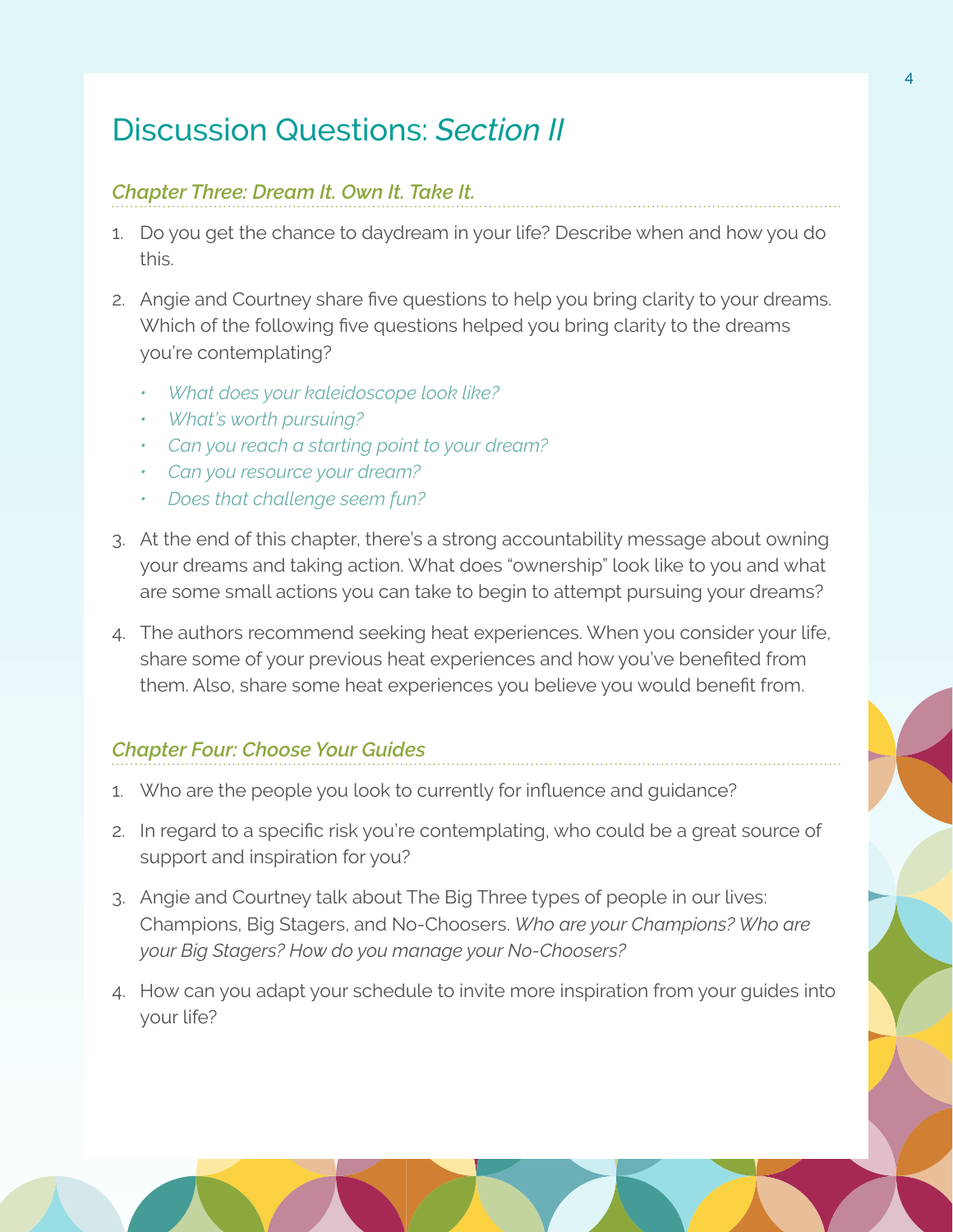# Discussion Questions: *Section II*

### *Chapter Three: Dream It. Own It. Take It.*

1. Do you get the chance to daydream in your life? Describe when and how you do this.

2. Angie and Courtney share five questions to help you bring clarity to your dreams. Which of the following five questions helped you bring clarity to the dreams you're contemplating?

   - *What does your kaleidoscope look like?*
   - *What's worth pursuing?*
   - *Can you reach a starting point to your dream?*
   - *Can you resource your dream?*
   - *Does that challenge seem fun?*

3. At the end of this chapter, there's a strong accountability message about owning your dreams and taking action. What does "ownership" look like to you and what are some small actions you can take to begin to attempt pursuing your dreams?

4. The authors recommend seeking heat experiences. When you consider your life, share some of your previous heat experiences and how you've benefited from them. Also, share some heat experiences you believe you would benefit from.

### *Chapter Four: Choose Your Guides*

1. Who are the people you look to currently for influence and guidance?

2. In regard to a specific risk you're contemplating, who could be a great source of support and inspiration for you?

3. Angie and Courtney talk about The Big Three types of people in our lives: Champions, Big Stagers, and No-Choosers. *Who are your Champions? Who are your Big Stagers? How do you manage your No-Choosers?*

4. How can you adapt your schedule to invite more inspiration from your guides into your life?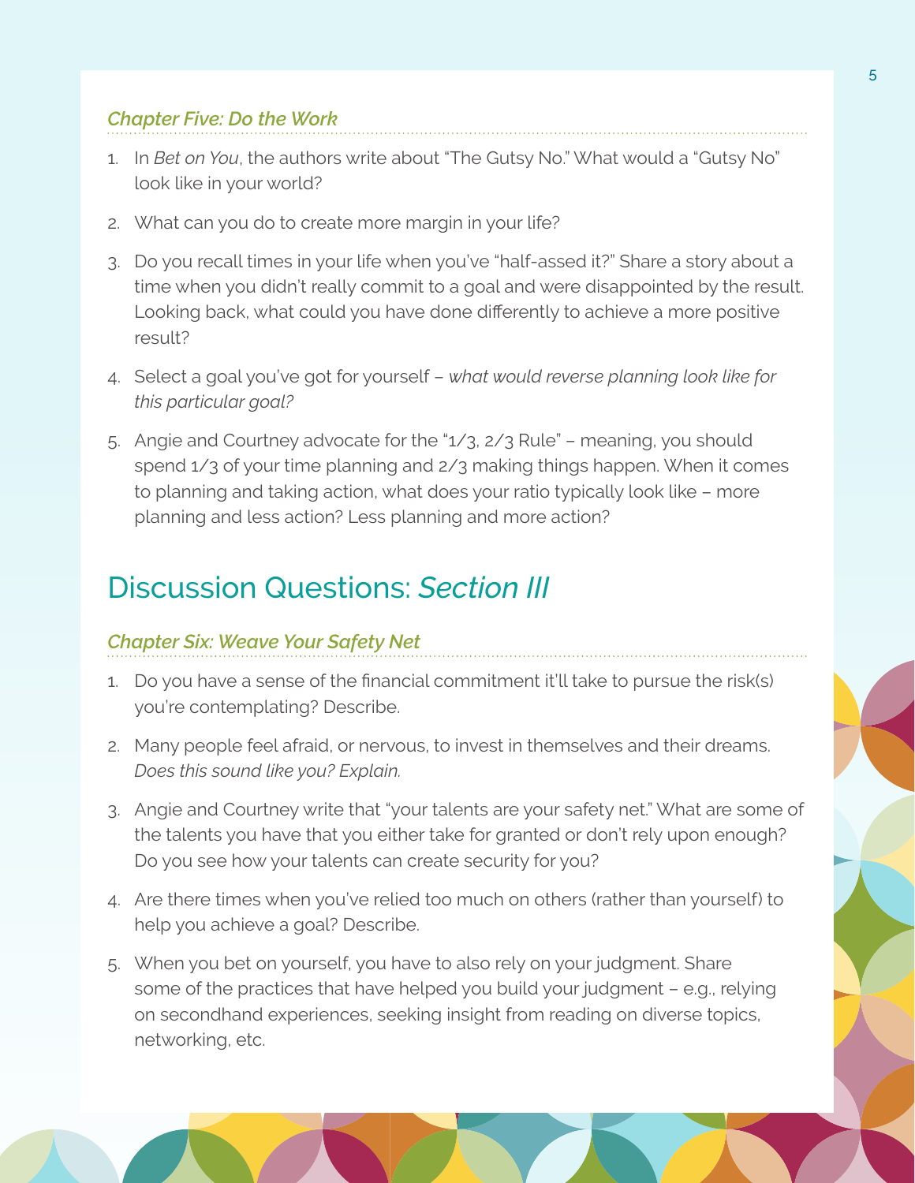### *Chapter Five: Do the Work*

1. In *Bet on You*, the authors write about "The Gutsy No." What would a "Gutsy No" look like in your world?
2. What can you do to create more margin in your life?
3. Do you recall times in your life when you've "half-assed it?" Share a story about a time when you didn't really commit to a goal and were disappointed by the result. Looking back, what could you have done differently to achieve a more positive result?
4. Select a goal you've got for yourself – *what would reverse planning look like for this particular goal?*
5. Angie and Courtney advocate for the "1/3, 2/3 Rule" – meaning, you should spend 1/3 of your time planning and 2/3 making things happen. When it comes to planning and taking action, what does your ratio typically look like – more planning and less action? Less planning and more action?

## Discussion Questions: *Section III*

### *Chapter Six: Weave Your Safety Net*

1. Do you have a sense of the financial commitment it'll take to pursue the risk(s) you're contemplating? Describe.
2. Many people feel afraid, or nervous, to invest in themselves and their dreams. *Does this sound like you? Explain.*
3. Angie and Courtney write that "your talents are your safety net." What are some of the talents you have that you either take for granted or don't rely upon enough? Do you see how your talents can create security for you?
4. Are there times when you've relied too much on others (rather than yourself) to help you achieve a goal? Describe.
5. When you bet on yourself, you have to also rely on your judgment. Share some of the practices that have helped you build your judgment – e.g., relying on secondhand experiences, seeking insight from reading on diverse topics, networking, etc.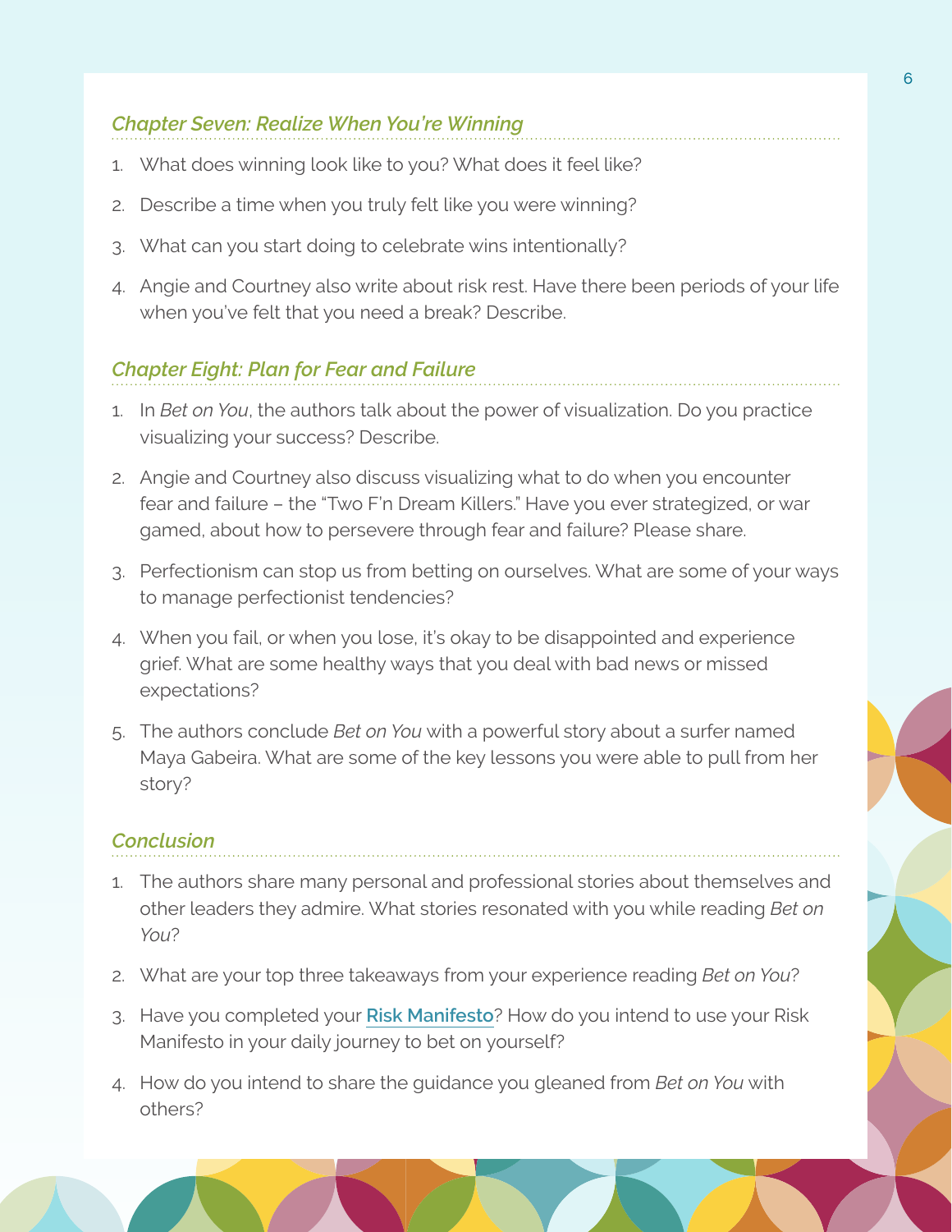### *Chapter Seven: Realize When You're Winning*

1. What does winning look like to you? What does it feel like?
2. Describe a time when you truly felt like you were winning?
3. What can you start doing to celebrate wins intentionally?
4. Angie and Courtney also write about risk rest. Have there been periods of your life when you've felt that you need a break? Describe.

### *Chapter Eight: Plan for Fear and Failure*

1. In *Bet on You*, the authors talk about the power of visualization. Do you practice visualizing your success? Describe.
2. Angie and Courtney also discuss visualizing what to do when you encounter fear and failure – the "Two F'n Dream Killers." Have you ever strategized, or war gamed, about how to persevere through fear and failure? Please share.
3. Perfectionism can stop us from betting on ourselves. What are some of your ways to manage perfectionist tendencies?
4. When you fail, or when you lose, it's okay to be disappointed and experience grief. What are some healthy ways that you deal with bad news or missed expectations?
5. The authors conclude *Bet on You* with a powerful story about a surfer named Maya Gabeira. What are some of the key lessons you were able to pull from her story?

### *Conclusion*

1. The authors share many personal and professional stories about themselves and other leaders they admire. What stories resonated with you while reading *Bet on You*?
2. What are your top three takeaways from your experience reading *Bet on You*?
3. Have you completed your **Risk Manifesto**? How do you intend to use your Risk Manifesto in your daily journey to bet on yourself?
4. How do you intend to share the guidance you gleaned from *Bet on You* with others?